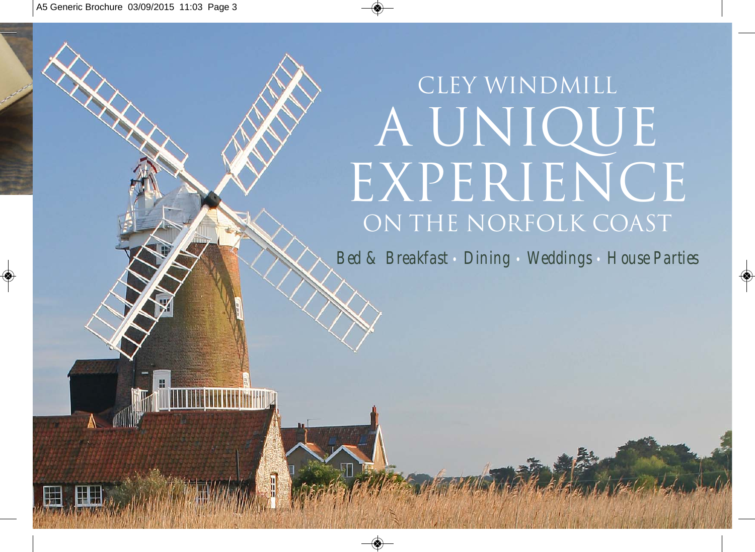# CLEY WINDMILL

# A UNIQUE EXPERIENCE

## ON THE NORFOLK COAST

Bed & Breakfast • Dining • Weddings • House Parties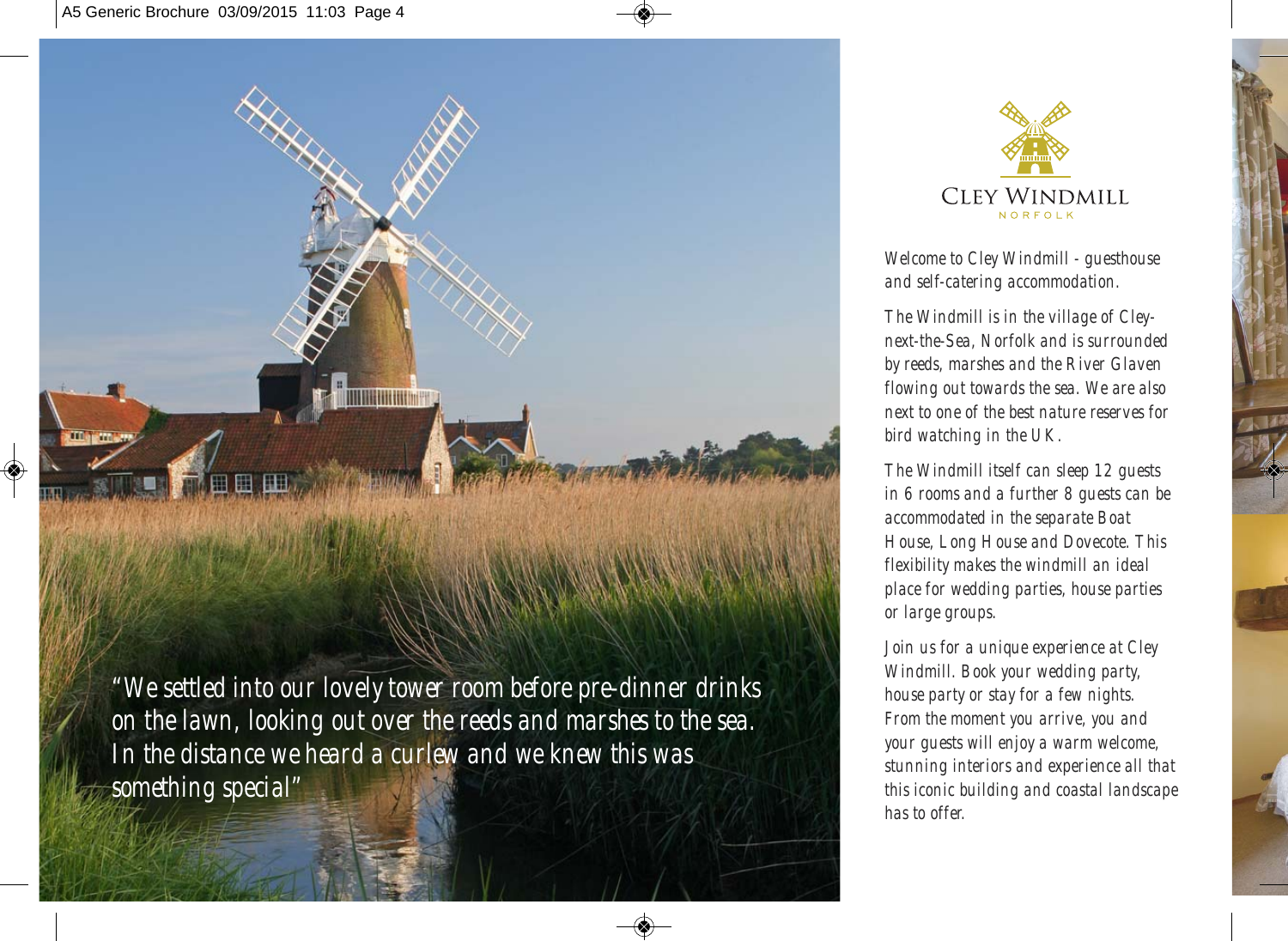"We settled into our lovely tower room before pre-dinner drinks on the lawn, looking out over the reeds and marshes to the sea. In the distance we heard a curlew and we knew this was something special"

# CLEY WINDMILL

NORFOLK

Welcome to Cley Windmill - guesthouse and self-catering accommodation.

The Windmill is in the village of Cley-next-the-Sea, Norfolk and is surrounded by reeds, marshes and the River Glaven flowing out towards the sea. We are also next to one of the best nature reserves for bird watching in the UK.

The Windmill itself can sleep 12 guests in 6 rooms and a further 8 guests can be accommodated in the separate Boat House, Long House and Dovecote. This flexibility makes the windmill an ideal place for wedding parties, house parties or large groups.

Join us for a unique experience at Cley Windmill. Book your wedding party, house party or stay for a few nights. From the moment you arrive, you and your guests will enjoy a warm welcome, stunning interiors and experience all that this iconic building and coastal landscape has to offer.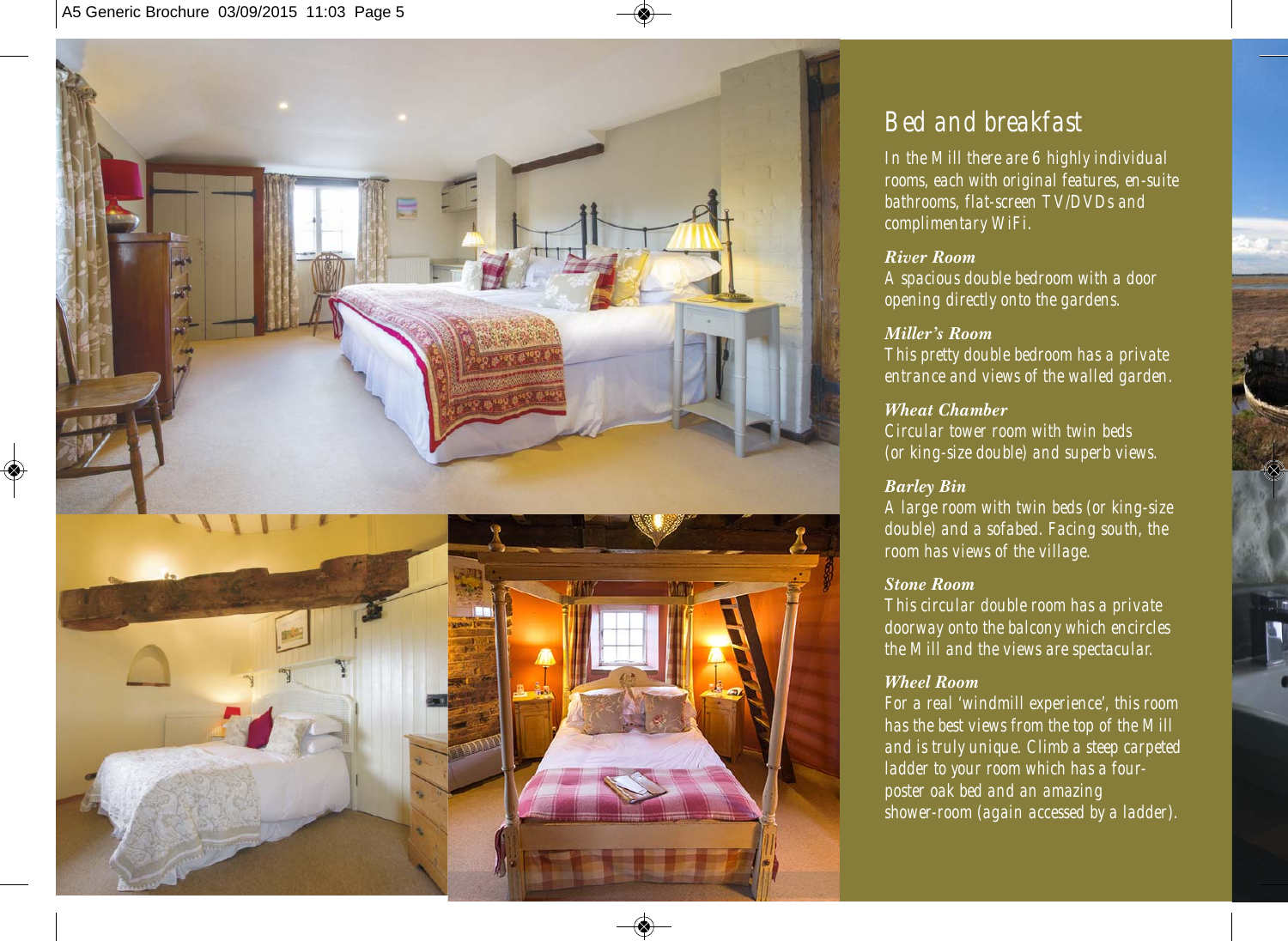# Bed and breakfast

In the Mill there are 6 highly individual rooms, each with original features, en-suite bathrooms, flat-screen TV/DVDs and complimentary WiFi.

***River Room***
A spacious double bedroom with a door opening directly onto the gardens.

***Miller's Room***
This pretty double bedroom has a private entrance and views of the walled garden.

***Wheat Chamber***
Circular tower room with twin beds (or king-size double) and superb views.

***Barley Bin***
A large room with twin beds (or king-size double) and a sofabed. Facing south, the room has views of the village.

***Stone Room***
This circular double room has a private doorway onto the balcony which encircles the Mill and the views are spectacular.

***Wheel Room***
For a real 'windmill experience', this room has the best views from the top of the Mill and is truly unique. Climb a steep carpeted ladder to your room which has a four-poster oak bed and an amazing shower-room (again accessed by a ladder).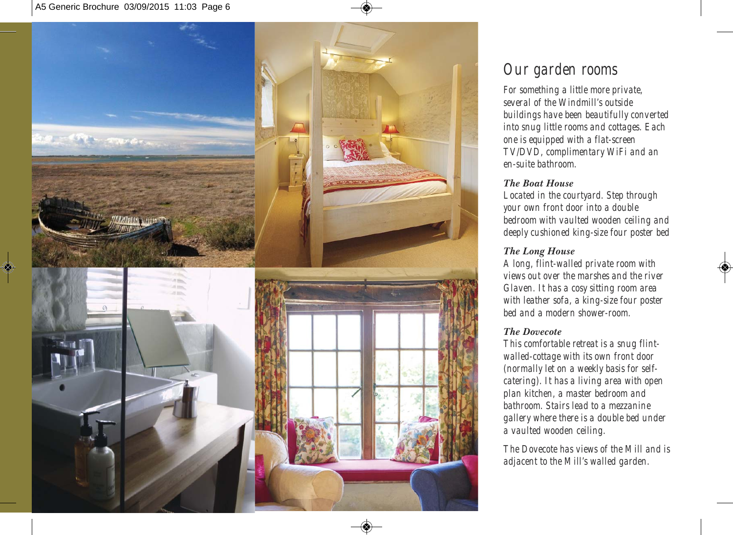# Our garden rooms

For something a little more private, several of the Windmill's outside buildings have been beautifully converted into snug little rooms and cottages. Each one is equipped with a flat-screen TV/DVD, complimentary WiFi and an en-suite bathroom.

***The Boat House***

Located in the courtyard. Step through your own front door into a double bedroom with vaulted wooden ceiling and deeply cushioned king-size four poster bed

***The Long House***

A long, flint-walled private room with views out over the marshes and the river Glaven. It has a cosy sitting room area with leather sofa, a king-size four poster bed and a modern shower-room.

***The Dovecote***

This comfortable retreat is a snug flint-walled-cottage with its own front door (normally let on a weekly basis for self-catering). It has a living area with open plan kitchen, a master bedroom and bathroom. Stairs lead to a mezzanine gallery where there is a double bed under a vaulted wooden ceiling.

The Dovecote has views of the Mill and is adjacent to the Mill's walled garden.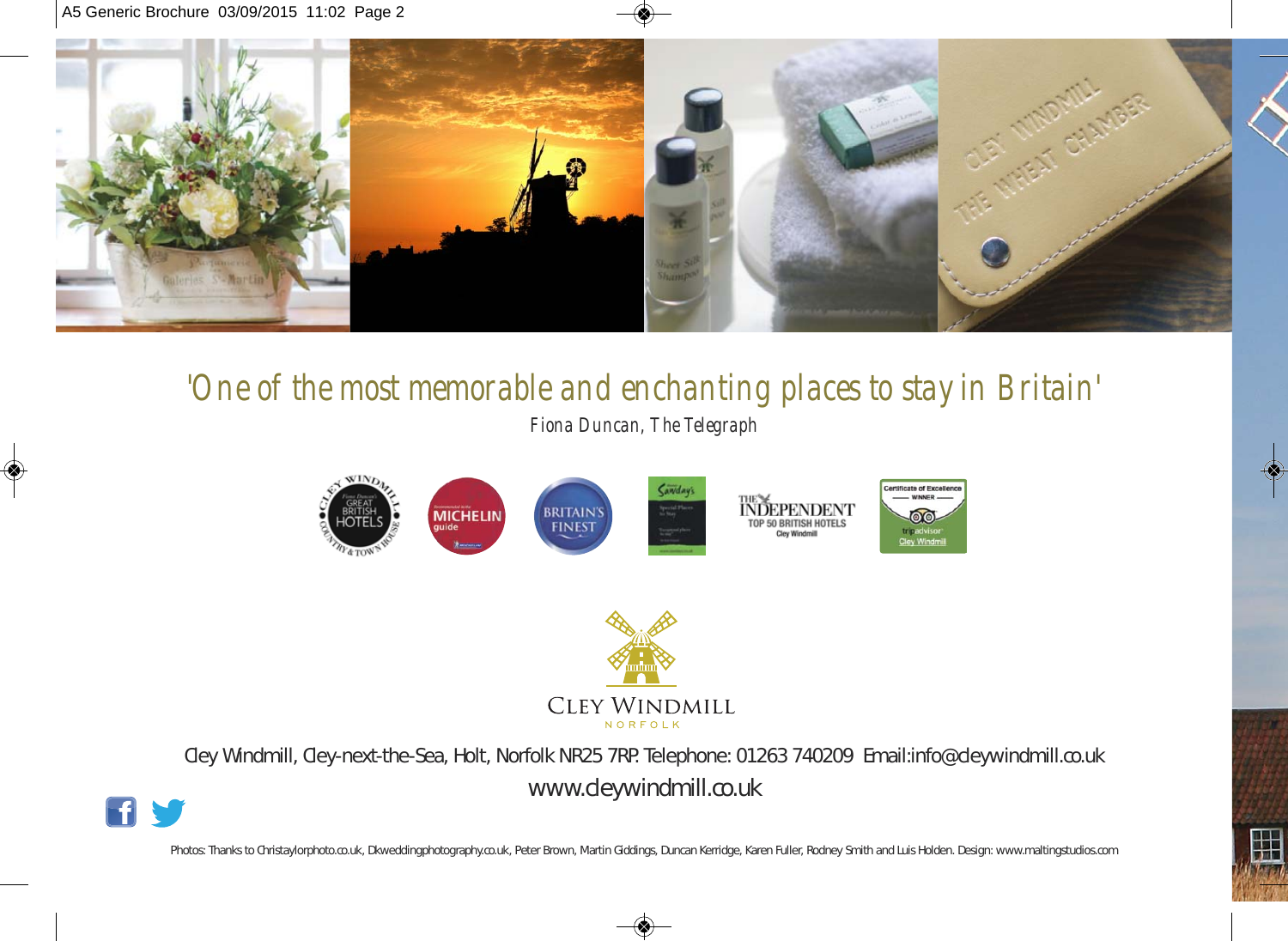'One of the most memorable and enchanting places to stay in Britain'

Fiona Duncan, The Telegraph

CLEY WINDMILL

NORFOLK

Cley Windmill, Cley-next-the-Sea, Holt, Norfolk NR25 7RP. Telephone: 01263 740209 Email:info@cleywindmill.co.uk

www.cleywindmill.co.uk

Photos: Thanks to Christaylorphoto.co.uk, Dkweddingphotography.co.uk, Peter Brown, Martin Giddings, Duncan Kerridge, Karen Fuller, Rodney Smith and Luis Holden. Design: www.maltingstudios.com